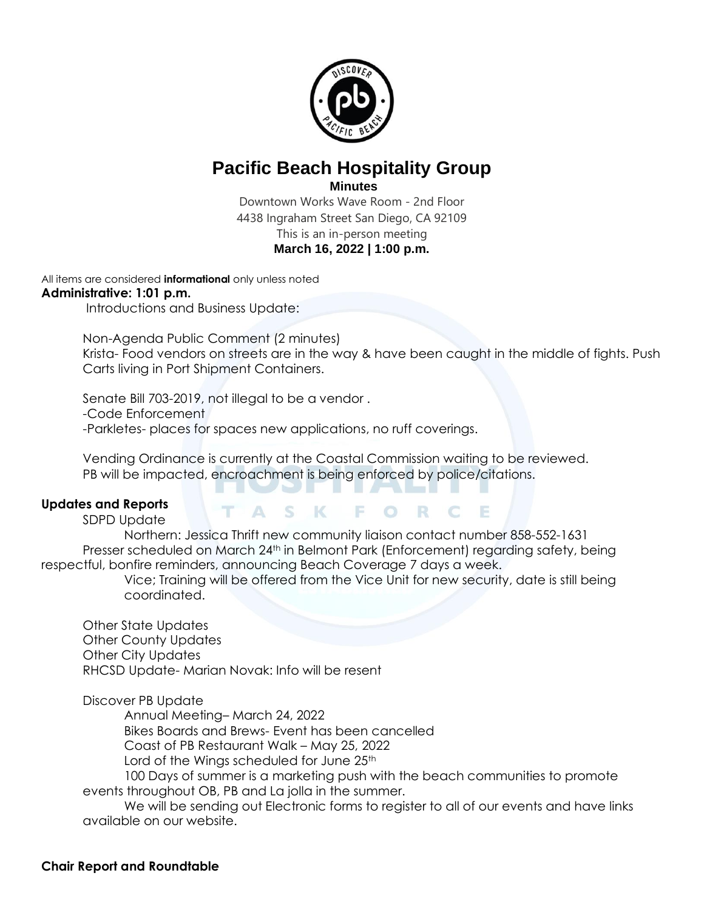# Pacific Beach Hospitality Group

**Minutes**

Downtown Works Wave Room - 2nd Floor
4438 Ingraham Street San Diego, CA 92109
This is an in-person meeting
**March 16, 2022 | 1:00 p.m.**

All items are considered **informational** only unless noted

**Administrative: 1:01 p.m.**

Introductions and Business Update:

Non-Agenda Public Comment (2 minutes)
Krista- Food vendors on streets are in the way & have been caught in the middle of fights. Push Carts living in Port Shipment Containers.

Senate Bill 703-2019, not illegal to be a vendor .
-Code Enforcement
-Parkletes- places for spaces new applications, no ruff coverings.

Vending Ordinance is currently at the Coastal Commission waiting to be reviewed.
PB will be impacted, encroachment is being enforced by police/citations.

**Updates and Reports**

SDPD Update

Northern: Jessica Thrift new community liaison contact number 858-552-1631
Presser scheduled on March 24th in Belmont Park (Enforcement) regarding safety, being respectful, bonfire reminders, announcing Beach Coverage 7 days a week.

Vice; Training will be offered from the Vice Unit for new security, date is still being coordinated.

Other State Updates
Other County Updates
Other City Updates
RHCSD Update- Marian Novak: Info will be resent

Discover PB Update

Annual Meeting– March 24, 2022
Bikes Boards and Brews- Event has been cancelled
Coast of PB Restaurant Walk – May 25, 2022
Lord of the Wings scheduled for June 25th
100 Days of summer is a marketing push with the beach communities to promote events throughout OB, PB and La jolla in the summer.
We will be sending out Electronic forms to register to all of our events and have links available on our website.

**Chair Report and Roundtable**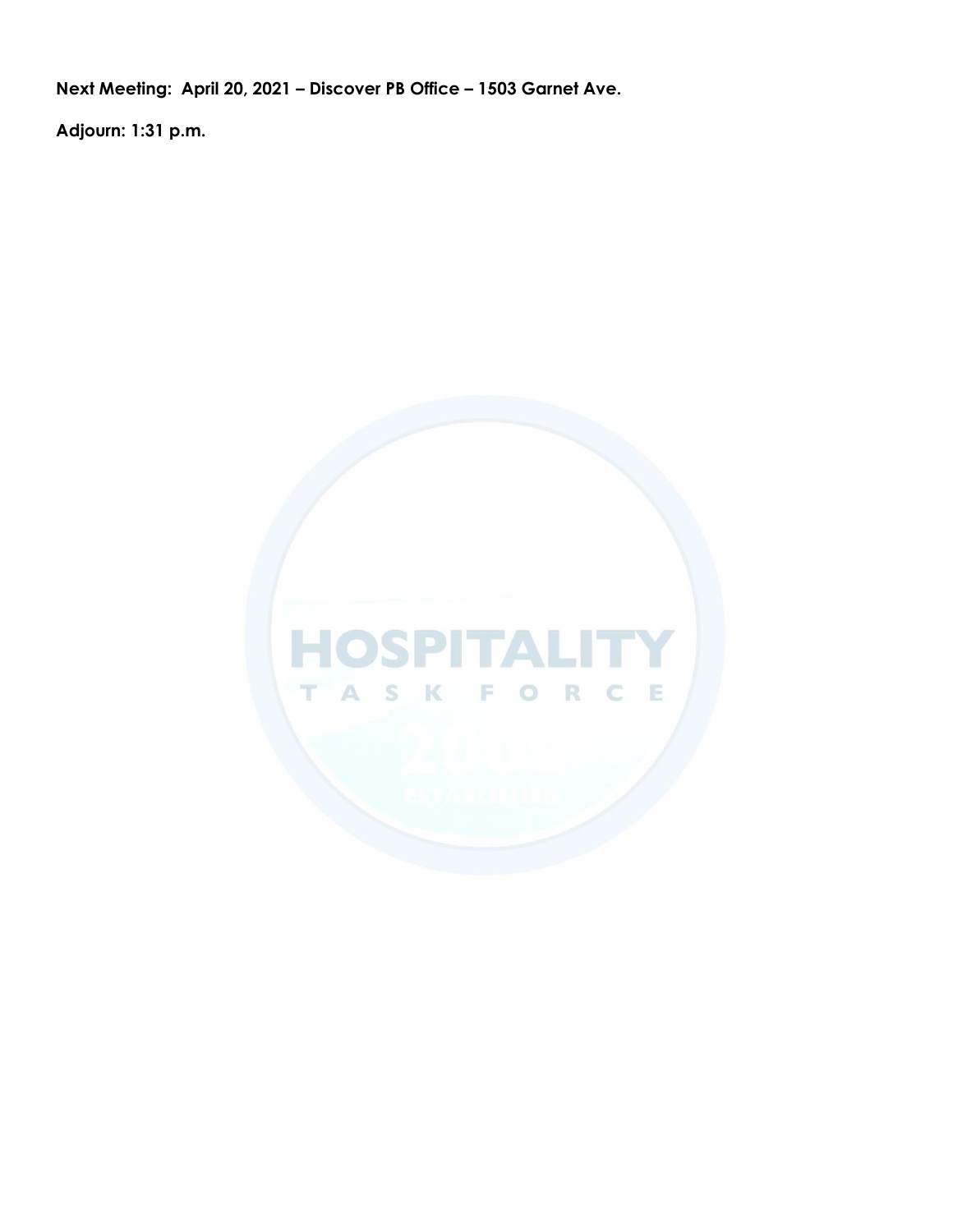**Next Meeting: April 20, 2021 – Discover PB Office – 1503 Garnet Ave.**

**Adjourn: 1:31 p.m.**